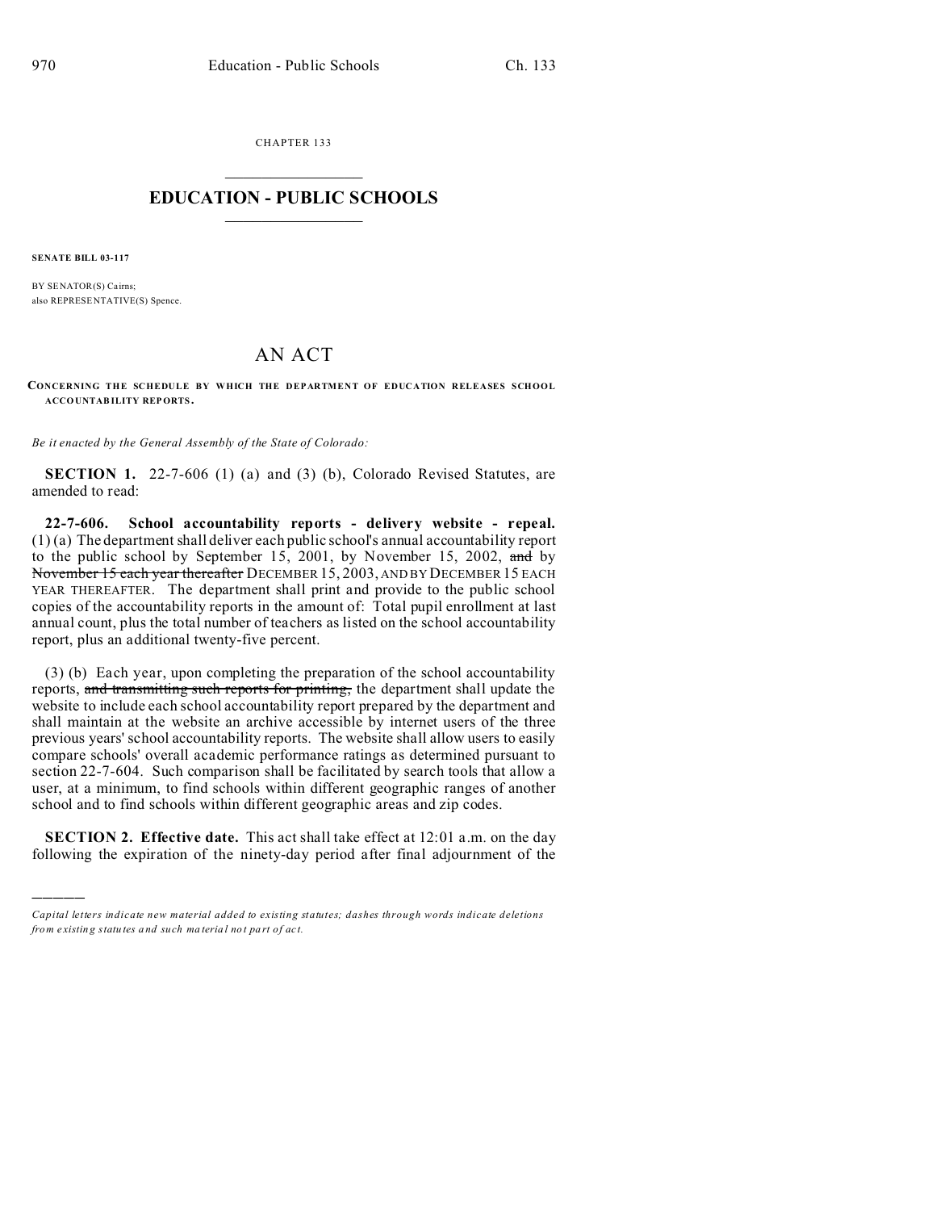CHAPTER 133

# EDUCATION - PUBLIC SCHOOLS

**SENATE BILL 03-117**

BY SENATOR(S) Cairns;
also REPRESENTATIVE(S) Spence.

## AN ACT

**CONCERNING THE SCHEDULE BY WHICH THE DEPARTMENT OF EDUCATION RELEASES SCHOOL ACCOUNTABILITY REPORTS.**

*Be it enacted by the General Assembly of the State of Colorado:*

**SECTION 1.** 22-7-606 (1) (a) and (3) (b), Colorado Revised Statutes, are amended to read:

**22-7-606. School accountability reports - delivery website - repeal.** (1) (a) The department shall deliver each public school's annual accountability report to the public school by September 15, 2001, by November 15, 2002, ~~and~~ by ~~November 15 each year thereafter~~ DECEMBER 15, 2003, AND BY DECEMBER 15 EACH YEAR THEREAFTER. The department shall print and provide to the public school copies of the accountability reports in the amount of: Total pupil enrollment at last annual count, plus the total number of teachers as listed on the school accountability report, plus an additional twenty-five percent.

(3) (b) Each year, upon completing the preparation of the school accountability reports, ~~and transmitting such reports for printing,~~ the department shall update the website to include each school accountability report prepared by the department and shall maintain at the website an archive accessible by internet users of the three previous years' school accountability reports. The website shall allow users to easily compare schools' overall academic performance ratings as determined pursuant to section 22-7-604. Such comparison shall be facilitated by search tools that allow a user, at a minimum, to find schools within different geographic ranges of another school and to find schools within different geographic areas and zip codes.

**SECTION 2. Effective date.** This act shall take effect at 12:01 a.m. on the day following the expiration of the ninety-day period after final adjournment of the

---

*Capital letters indicate new material added to existing statutes; dashes through words indicate deletions from existing statutes and such material not part of act.*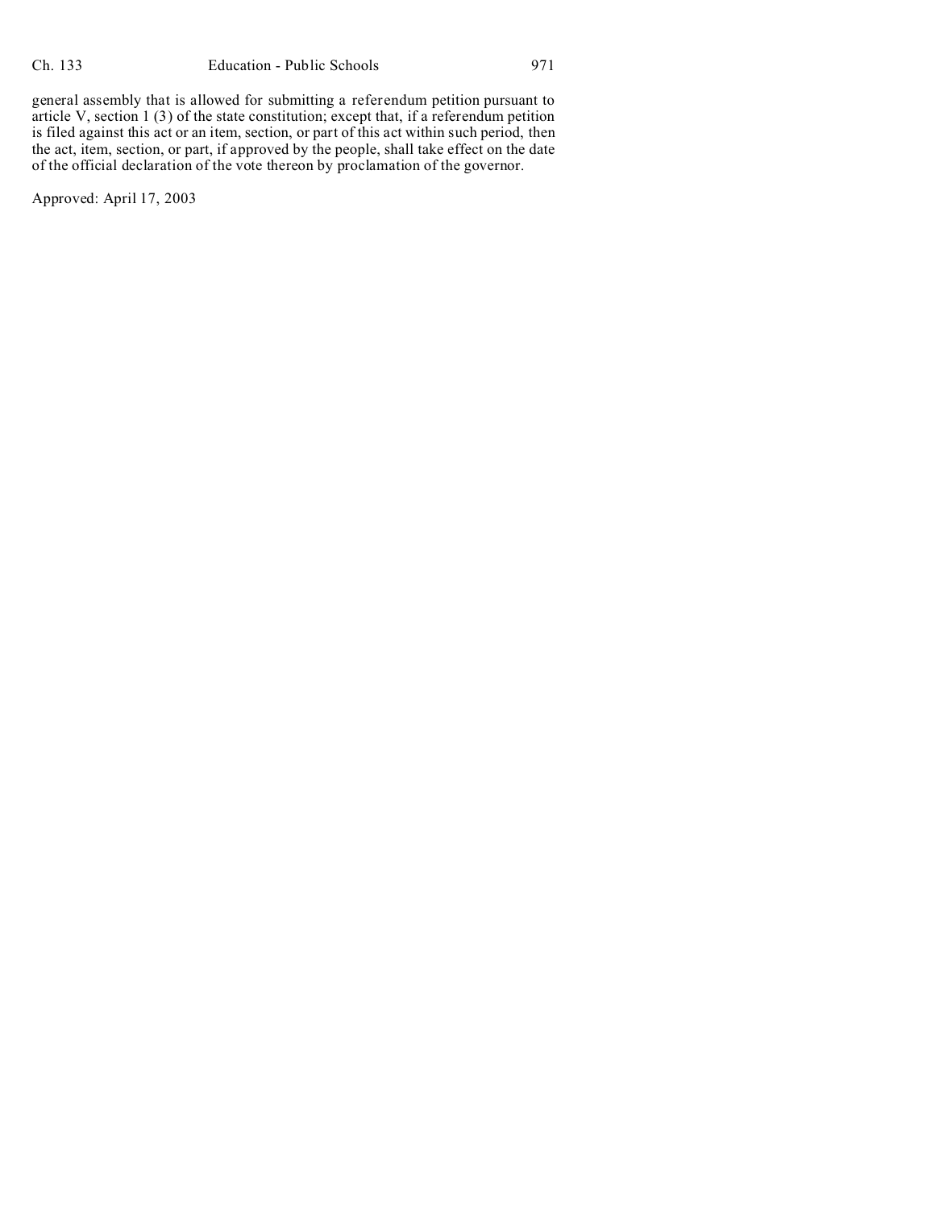general assembly that is allowed for submitting a referendum petition pursuant to article V, section 1 (3) of the state constitution; except that, if a referendum petition is filed against this act or an item, section, or part of this act within such period, then the act, item, section, or part, if approved by the people, shall take effect on the date of the official declaration of the vote thereon by proclamation of the governor.

Approved: April 17, 2003